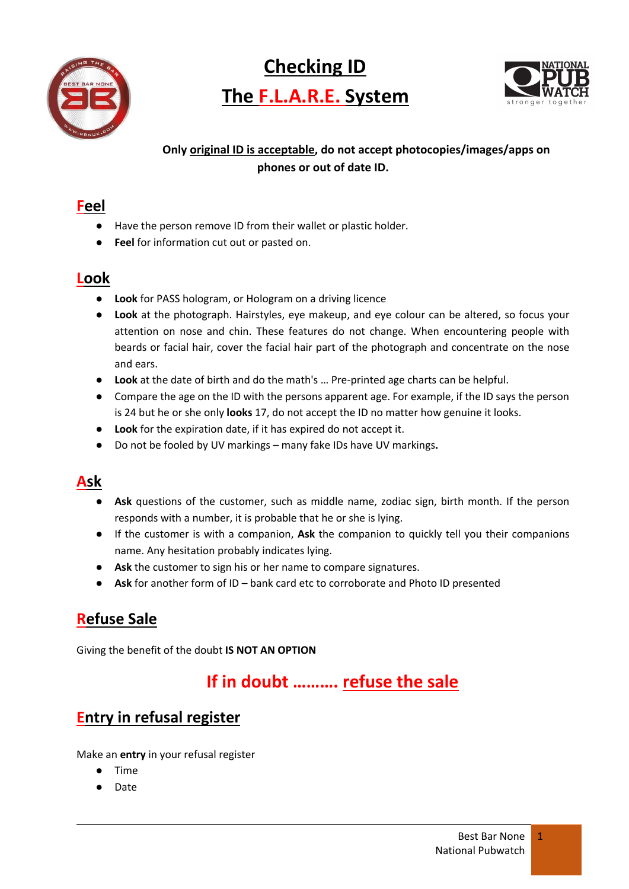# Checking ID

# The F.L.A.R.E. System

**Only original ID is acceptable, do not accept photocopies/images/apps on phones or out of date ID.**

## Feel

- Have the person remove ID from their wallet or plastic holder.
- **Feel** for information cut out or pasted on.

## Look

- **Look** for PASS hologram, or Hologram on a driving licence
- **Look** at the photograph. Hairstyles, eye makeup, and eye colour can be altered, so focus your attention on nose and chin. These features do not change. When encountering people with beards or facial hair, cover the facial hair part of the photograph and concentrate on the nose and ears.
- **Look** at the date of birth and do the math's … Pre-printed age charts can be helpful.
- Compare the age on the ID with the persons apparent age. For example, if the ID says the person is 24 but he or she only **looks** 17, do not accept the ID no matter how genuine it looks.
- **Look** for the expiration date, if it has expired do not accept it.
- Do not be fooled by UV markings – many fake IDs have UV markings**.**

## Ask

- **Ask** questions of the customer, such as middle name, zodiac sign, birth month. If the person responds with a number, it is probable that he or she is lying.
- If the customer is with a companion, **Ask** the companion to quickly tell you their companions name. Any hesitation probably indicates lying.
- **Ask** the customer to sign his or her name to compare signatures.
- **Ask** for another form of ID – bank card etc to corroborate and Photo ID presented

## Refuse Sale

Giving the benefit of the doubt **IS NOT AN OPTION**

## If in doubt ………. refuse the sale

## Entry in refusal register

Make an **entry** in your refusal register

- Time
- Date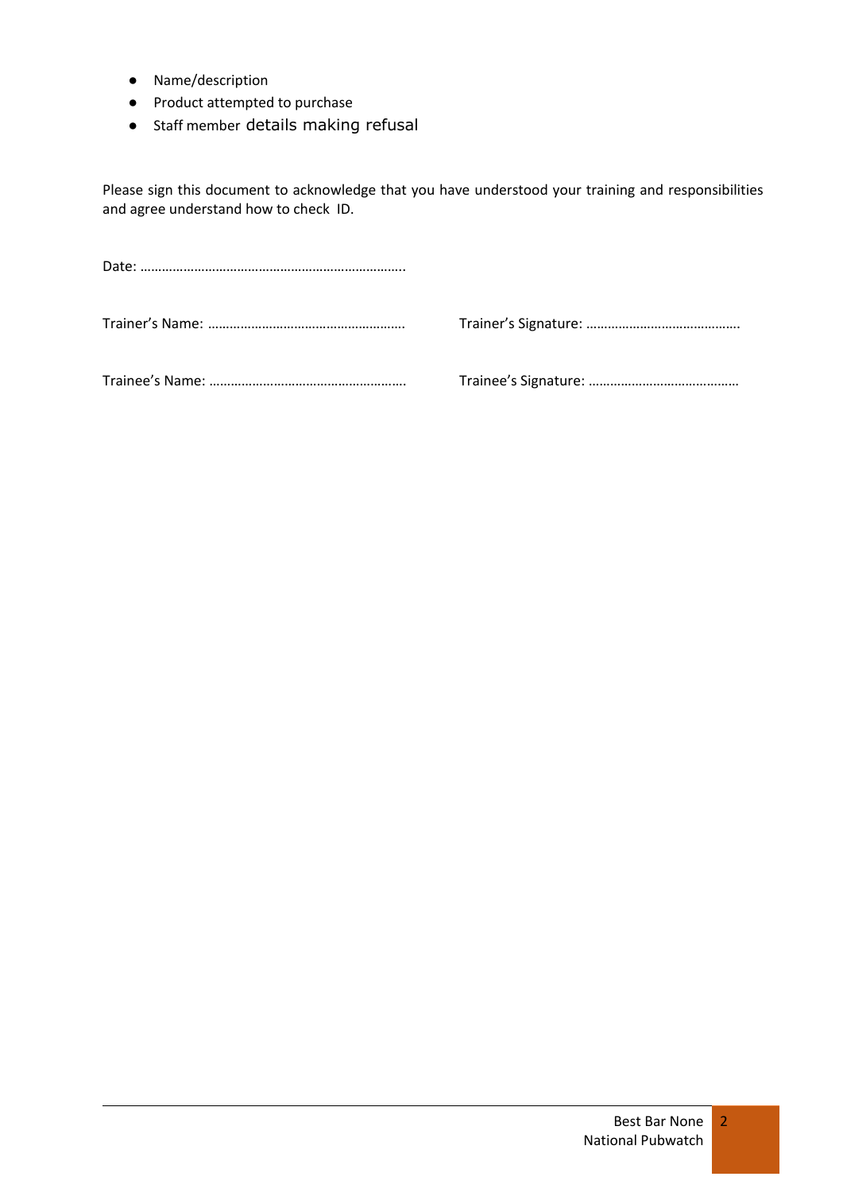- Name/description
- Product attempted to purchase
- Staff member details making refusal

Please sign this document to acknowledge that you have understood your training and responsibilities and agree understand how to check ID.

Date: ……………………………………………………………….

Trainer's Name: ……………………………………………….

Trainer's Signature: …………………………………….

Trainee's Name: ……………………………………………….

Trainee's Signature: ……………………………………